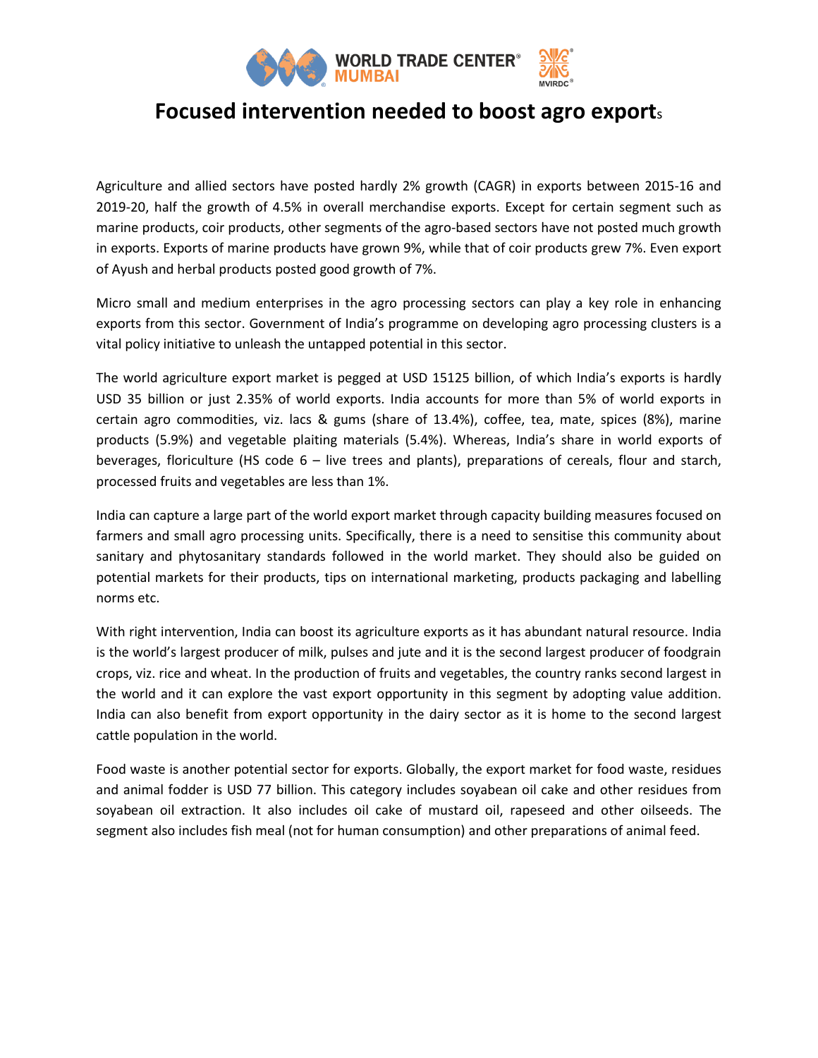# Focused intervention needed to boost agro exports

Agriculture and allied sectors have posted hardly 2% growth (CAGR) in exports between 2015-16 and 2019-20, half the growth of 4.5% in overall merchandise exports. Except for certain segment such as marine products, coir products, other segments of the agro-based sectors have not posted much growth in exports. Exports of marine products have grown 9%, while that of coir products grew 7%. Even export of Ayush and herbal products posted good growth of 7%.

Micro small and medium enterprises in the agro processing sectors can play a key role in enhancing exports from this sector. Government of India's programme on developing agro processing clusters is a vital policy initiative to unleash the untapped potential in this sector.

The world agriculture export market is pegged at USD 15125 billion, of which India's exports is hardly USD 35 billion or just 2.35% of world exports. India accounts for more than 5% of world exports in certain agro commodities, viz. lacs & gums (share of 13.4%), coffee, tea, mate, spices (8%), marine products (5.9%) and vegetable plaiting materials (5.4%). Whereas, India's share in world exports of beverages, floriculture (HS code 6 – live trees and plants), preparations of cereals, flour and starch, processed fruits and vegetables are less than 1%.

India can capture a large part of the world export market through capacity building measures focused on farmers and small agro processing units. Specifically, there is a need to sensitise this community about sanitary and phytosanitary standards followed in the world market. They should also be guided on potential markets for their products, tips on international marketing, products packaging and labelling norms etc.

With right intervention, India can boost its agriculture exports as it has abundant natural resource. India is the world's largest producer of milk, pulses and jute and it is the second largest producer of foodgrain crops, viz. rice and wheat. In the production of fruits and vegetables, the country ranks second largest in the world and it can explore the vast export opportunity in this segment by adopting value addition. India can also benefit from export opportunity in the dairy sector as it is home to the second largest cattle population in the world.

Food waste is another potential sector for exports. Globally, the export market for food waste, residues and animal fodder is USD 77 billion. This category includes soyabean oil cake and other residues from soyabean oil extraction. It also includes oil cake of mustard oil, rapeseed and other oilseeds. The segment also includes fish meal (not for human consumption) and other preparations of animal feed.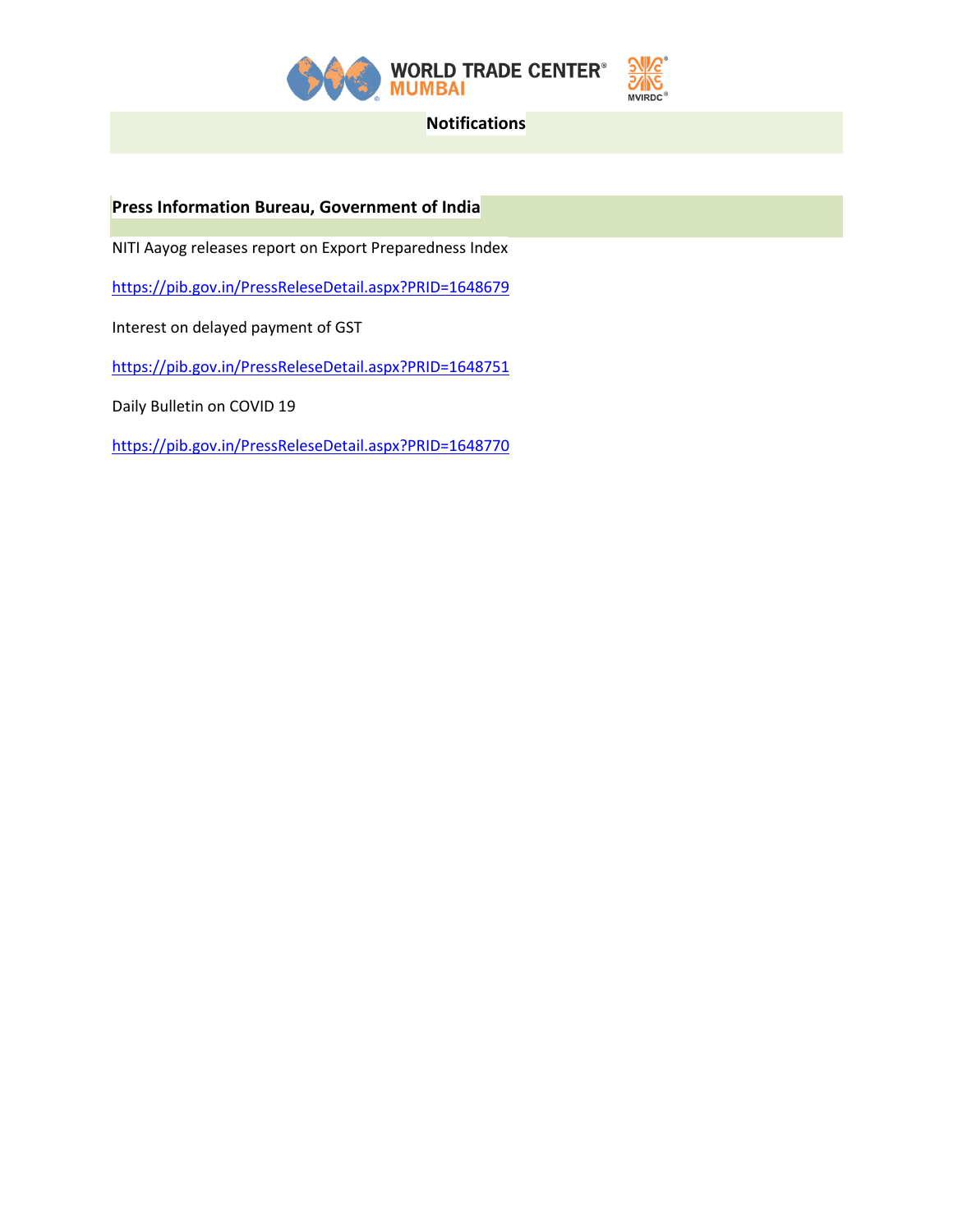## Notifications

### Press Information Bureau, Government of India

NITI Aayog releases report on Export Preparedness Index

https://pib.gov.in/PressReleseDetail.aspx?PRID=1648679

Interest on delayed payment of GST

https://pib.gov.in/PressReleseDetail.aspx?PRID=1648751

Daily Bulletin on COVID 19

https://pib.gov.in/PressReleseDetail.aspx?PRID=1648770